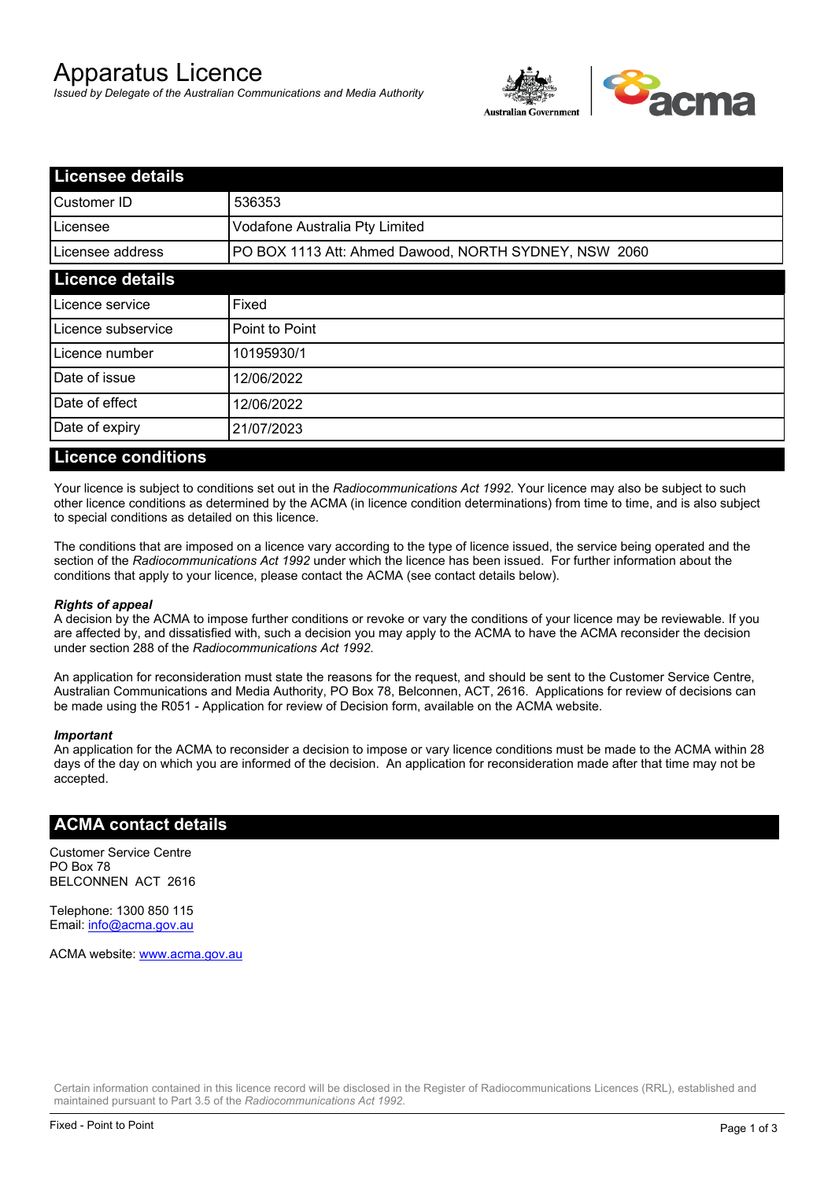# Apparatus Licence

*Issued by Delegate of the Australian Communications and Media Authority*

## Licensee details

| | |
|---|---|
| Customer ID | 536353 |
| Licensee | Vodafone Australia Pty Limited |
| Licensee address | PO BOX 1113 Att: Ahmed Dawood, NORTH SYDNEY, NSW 2060 |

## Licence details

| | |
|---|---|
| Licence service | Fixed |
| Licence subservice | Point to Point |
| Licence number | 10195930/1 |
| Date of issue | 12/06/2022 |
| Date of effect | 12/06/2022 |
| Date of expiry | 21/07/2023 |

## Licence conditions

Your licence is subject to conditions set out in the *Radiocommunications Act 1992*. Your licence may also be subject to such other licence conditions as determined by the ACMA (in licence condition determinations) from time to time, and is also subject to special conditions as detailed on this licence.

The conditions that are imposed on a licence vary according to the type of licence issued, the service being operated and the section of the *Radiocommunications Act 1992* under which the licence has been issued. For further information about the conditions that apply to your licence, please contact the ACMA (see contact details below).

***Rights of appeal***

A decision by the ACMA to impose further conditions or revoke or vary the conditions of your licence may be reviewable. If you are affected by, and dissatisfied with, such a decision you may apply to the ACMA to have the ACMA reconsider the decision under section 288 of the *Radiocommunications Act 1992*.

An application for reconsideration must state the reasons for the request, and should be sent to the Customer Service Centre, Australian Communications and Media Authority, PO Box 78, Belconnen, ACT, 2616. Applications for review of decisions can be made using the R051 - Application for review of Decision form, available on the ACMA website.

***Important***

An application for the ACMA to reconsider a decision to impose or vary licence conditions must be made to the ACMA within 28 days of the day on which you are informed of the decision. An application for reconsideration made after that time may not be accepted.

## ACMA contact details

Customer Service Centre
PO Box 78
BELCONNEN ACT 2616

Telephone: 1300 850 115
Email: info@acma.gov.au

ACMA website: www.acma.gov.au

Certain information contained in this licence record will be disclosed in the Register of Radiocommunications Licences (RRL), established and maintained pursuant to Part 3.5 of the *Radiocommunications Act 1992.*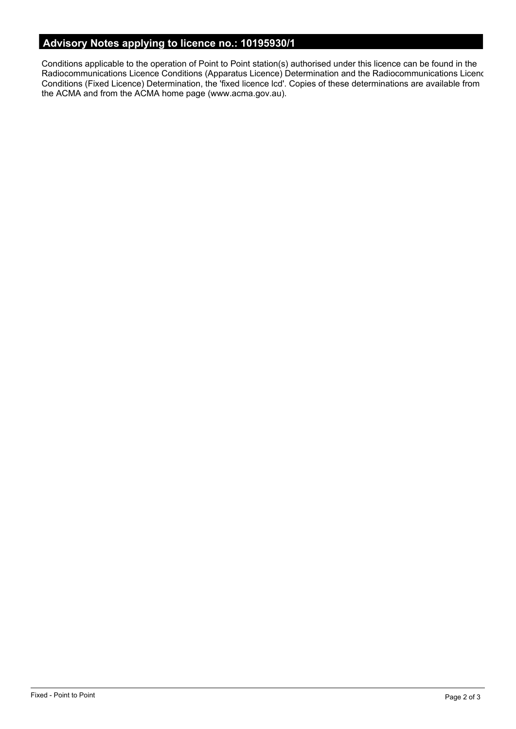## Advisory Notes applying to licence no.: 10195930/1

Conditions applicable to the operation of Point to Point station(s) authorised under this licence can be found in the Radiocommunications Licence Conditions (Apparatus Licence) Determination and the Radiocommunications Licenc Conditions (Fixed Licence) Determination, the 'fixed licence lcd'. Copies of these determinations are available from the ACMA and from the ACMA home page (www.acma.gov.au).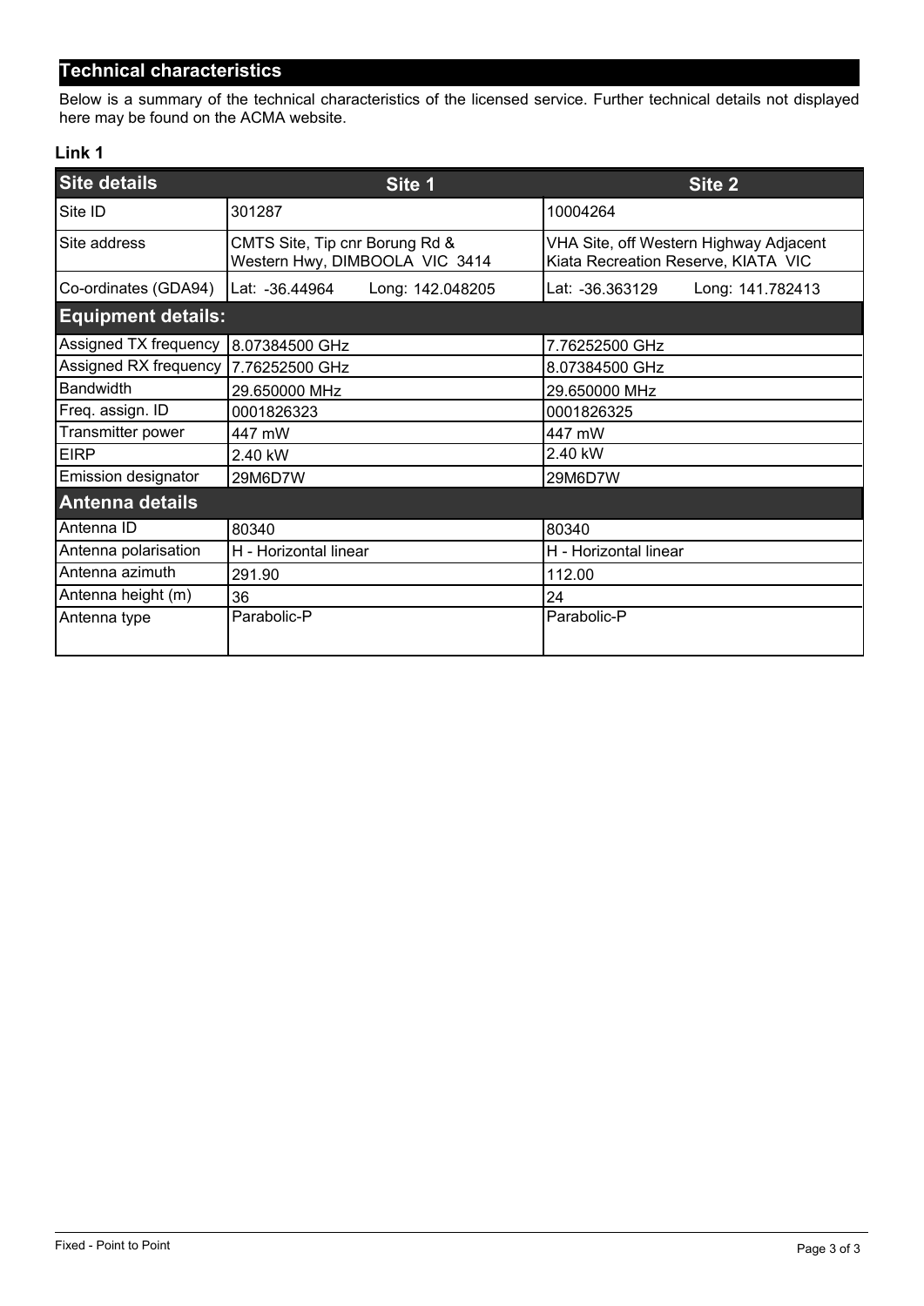## Technical characteristics

Below is a summary of the technical characteristics of the licensed service. Further technical details not displayed here may be found on the ACMA website.

### Link 1

| Site details | Site 1 | Site 2 |
|---|---|---|
| Site ID | 301287 | 10004264 |
| Site address | CMTS Site, Tip cnr Borung Rd & Western Hwy, DIMBOOLA VIC 3414 | VHA Site, off Western Highway Adjacent Kiata Recreation Reserve, KIATA VIC |
| Co-ordinates (GDA94) | Lat: -36.44964 Long: 142.048205 | Lat: -36.363129 Long: 141.782413 |
| **Equipment details:** | | |
| Assigned TX frequency | 8.07384500 GHz | 7.76252500 GHz |
| Assigned RX frequency | 7.76252500 GHz | 8.07384500 GHz |
| Bandwidth | 29.650000 MHz | 29.650000 MHz |
| Freq. assign. ID | 0001826323 | 0001826325 |
| Transmitter power | 447 mW | 447 mW |
| EIRP | 2.40 kW | 2.40 kW |
| Emission designator | 29M6D7W | 29M6D7W |
| **Antenna details** | | |
| Antenna ID | 80340 | 80340 |
| Antenna polarisation | H - Horizontal linear | H - Horizontal linear |
| Antenna azimuth | 291.90 | 112.00 |
| Antenna height (m) | 36 | 24 |
| Antenna type | Parabolic-P | Parabolic-P |